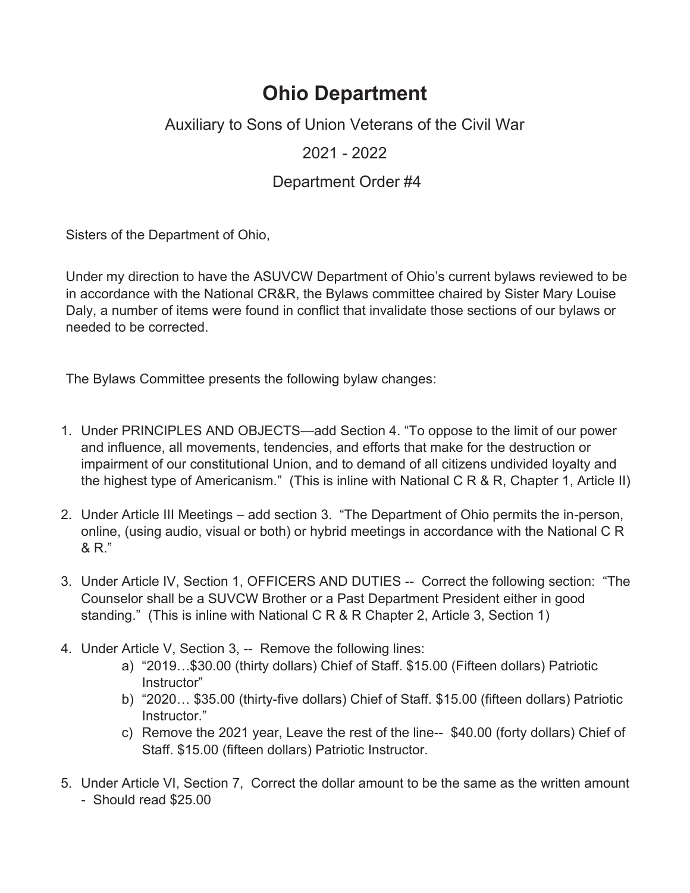# Ohio Department

Auxiliary to Sons of Union Veterans of the Civil War

2021 - 2022

Department Order #4

Sisters of the Department of Ohio,

Under my direction to have the ASUVCW Department of Ohio's current bylaws reviewed to be in accordance with the National CR&R, the Bylaws committee chaired by Sister Mary Louise Daly, a number of items were found in conflict that invalidate those sections of our bylaws or needed to be corrected.

The Bylaws Committee presents the following bylaw changes:

1. Under PRINCIPLES AND OBJECTS—add Section 4. "To oppose to the limit of our power and influence, all movements, tendencies, and efforts that make for the destruction or impairment of our constitutional Union, and to demand of all citizens undivided loyalty and the highest type of Americanism." (This is inline with National C R & R, Chapter 1, Article II)
2. Under Article III Meetings – add section 3. "The Department of Ohio permits the in-person, online, (using audio, visual or both) or hybrid meetings in accordance with the National C R & R."
3. Under Article IV, Section 1, OFFICERS AND DUTIES -- Correct the following section: "The Counselor shall be a SUVCW Brother or a Past Department President either in good standing." (This is inline with National C R & R Chapter 2, Article 3, Section 1)
4. Under Article V, Section 3, -- Remove the following lines:
   a) "2019…$30.00 (thirty dollars) Chief of Staff. $15.00 (Fifteen dollars) Patriotic Instructor"
   b) "2020… $35.00 (thirty-five dollars) Chief of Staff. $15.00 (fifteen dollars) Patriotic Instructor."
   c) Remove the 2021 year, Leave the rest of the line-- $40.00 (forty dollars) Chief of Staff. $15.00 (fifteen dollars) Patriotic Instructor.
5. Under Article VI, Section 7, Correct the dollar amount to be the same as the written amount - Should read $25.00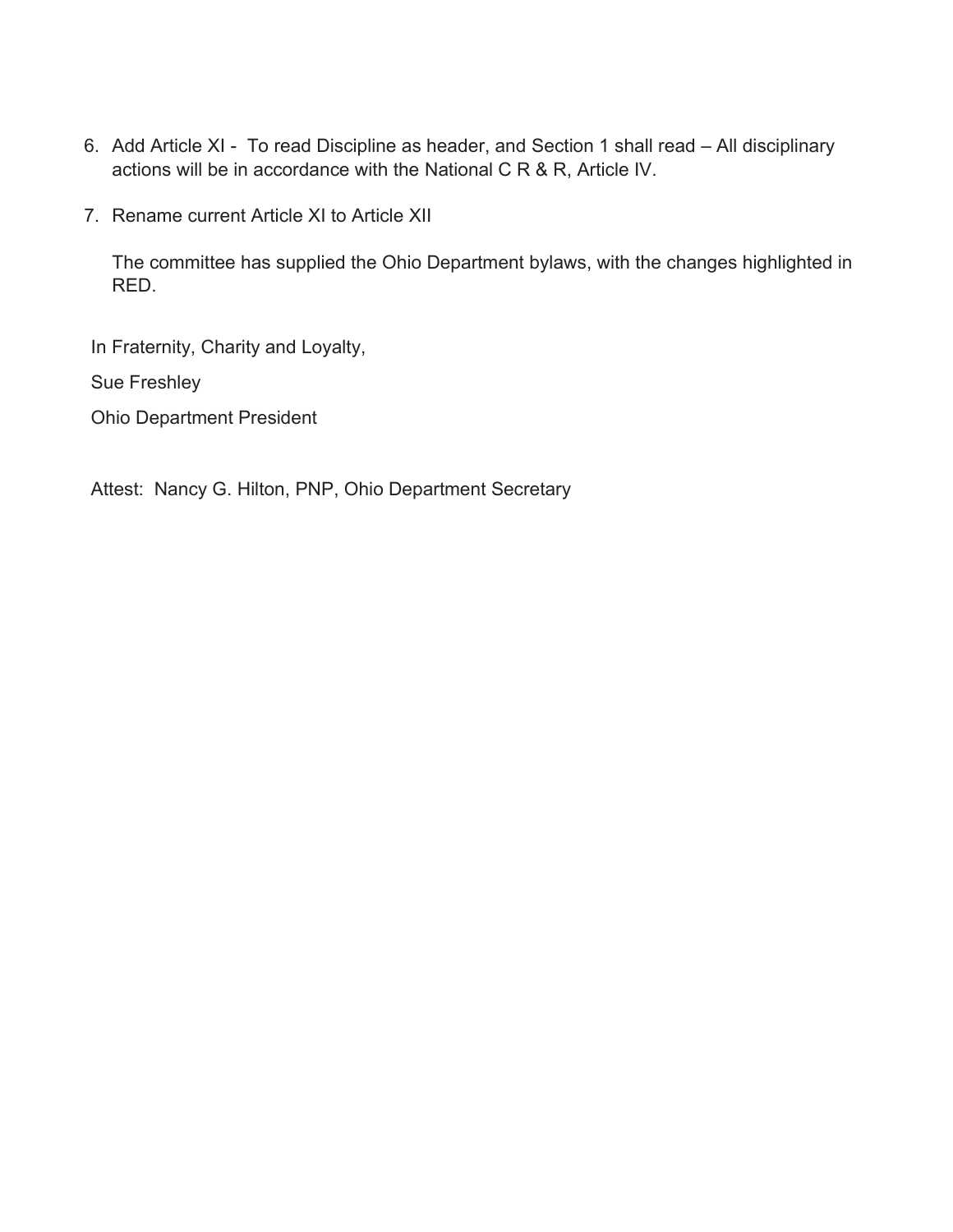6. Add Article XI - To read Discipline as header, and Section 1 shall read – All disciplinary actions will be in accordance with the National C R & R, Article IV.

7. Rename current Article XI to Article XII

   The committee has supplied the Ohio Department bylaws, with the changes highlighted in RED.

In Fraternity, Charity and Loyalty,

Sue Freshley

Ohio Department President

Attest: Nancy G. Hilton, PNP, Ohio Department Secretary